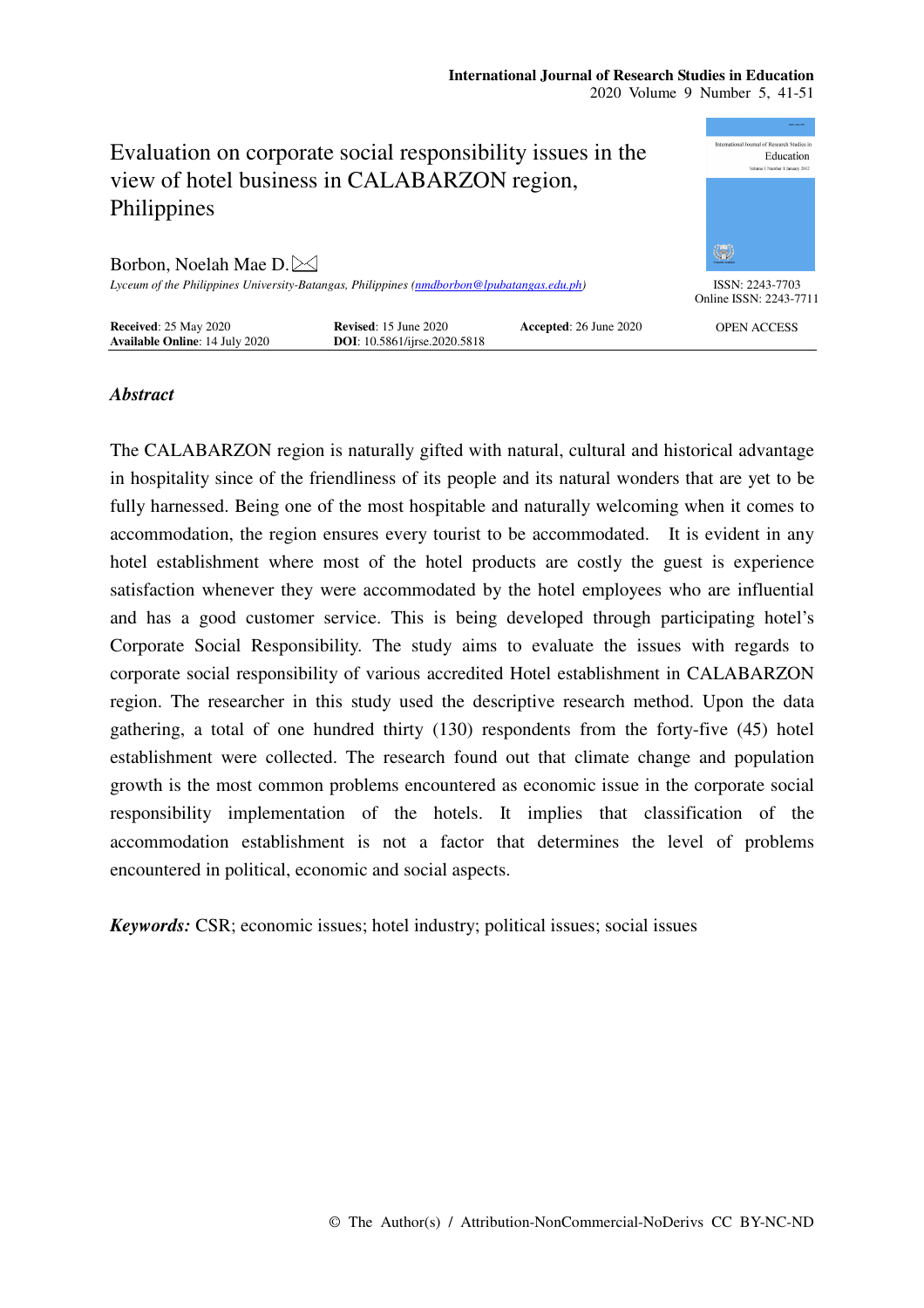# Evaluation on corporate social responsibility issues in the view of hotel business in CALABARZON region, Philippines

Borbon, Noelah Mae D.

*Lyceum of the Philippines University-Batangas, Philippines (nmdborbon@lpubatangas.edu.ph)*

ISSN: 2243-7703
Online ISSN: 2243-7711

**Received**: 25 May 2020 **Revised**: 15 June 2020 **Accepted**: 26 June 2020
**Available Online**: 14 July 2020 **DOI**: 10.5861/ijrse.2020.5818

OPEN ACCESS

### *Abstract*

The CALABARZON region is naturally gifted with natural, cultural and historical advantage in hospitality since of the friendliness of its people and its natural wonders that are yet to be fully harnessed. Being one of the most hospitable and naturally welcoming when it comes to accommodation, the region ensures every tourist to be accommodated. It is evident in any hotel establishment where most of the hotel products are costly the guest is experience satisfaction whenever they were accommodated by the hotel employees who are influential and has a good customer service. This is being developed through participating hotel's Corporate Social Responsibility. The study aims to evaluate the issues with regards to corporate social responsibility of various accredited Hotel establishment in CALABARZON region. The researcher in this study used the descriptive research method. Upon the data gathering, a total of one hundred thirty (130) respondents from the forty-five (45) hotel establishment were collected. The research found out that climate change and population growth is the most common problems encountered as economic issue in the corporate social responsibility implementation of the hotels. It implies that classification of the accommodation establishment is not a factor that determines the level of problems encountered in political, economic and social aspects.

***Keywords:*** CSR; economic issues; hotel industry; political issues; social issues

© The Author(s) / Attribution-NonCommercial-NoDerivs CC BY-NC-ND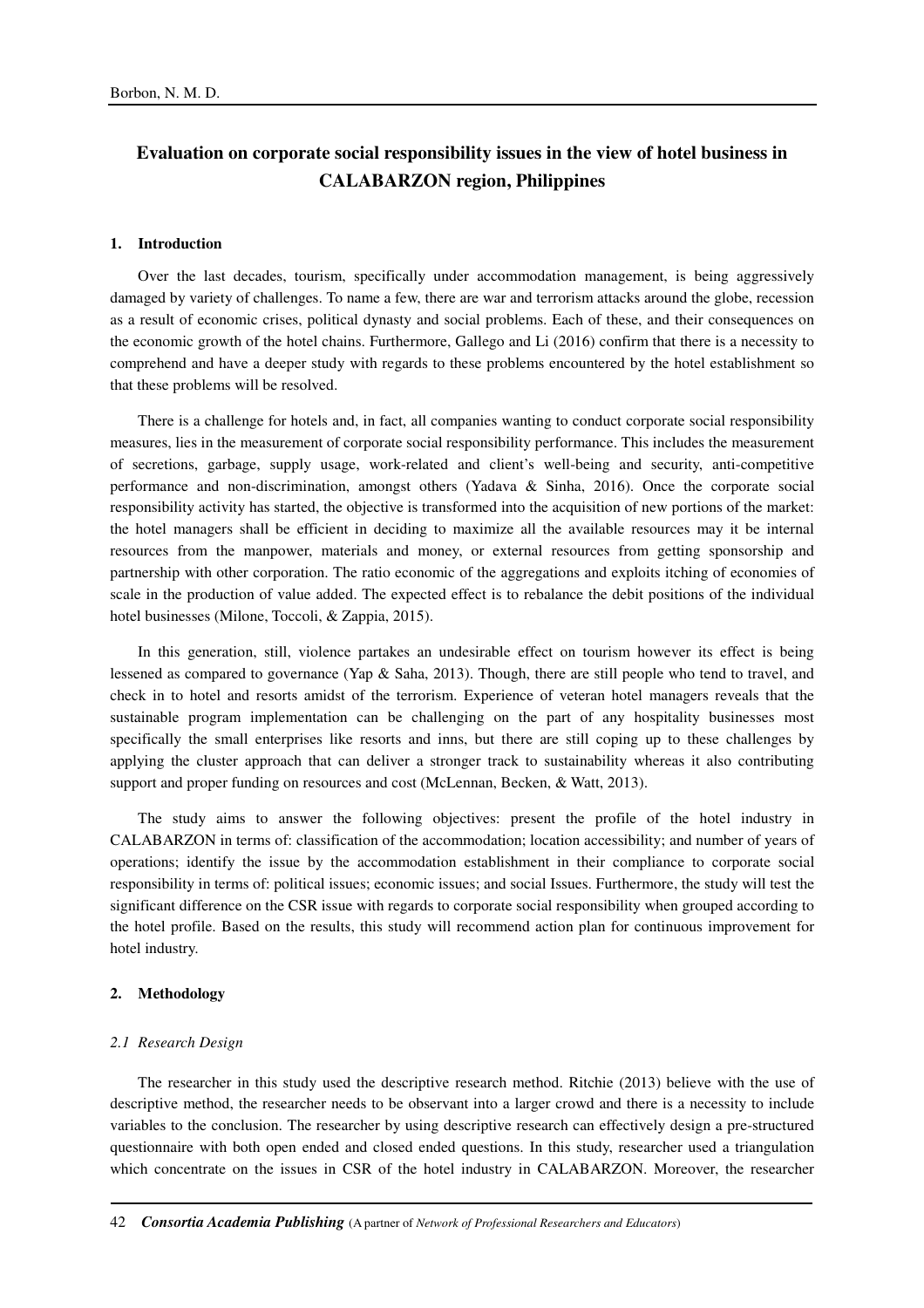# Evaluation on corporate social responsibility issues in the view of hotel business in CALABARZON region, Philippines

## 1. Introduction

Over the last decades, tourism, specifically under accommodation management, is being aggressively damaged by variety of challenges. To name a few, there are war and terrorism attacks around the globe, recession as a result of economic crises, political dynasty and social problems. Each of these, and their consequences on the economic growth of the hotel chains. Furthermore, Gallego and Li (2016) confirm that there is a necessity to comprehend and have a deeper study with regards to these problems encountered by the hotel establishment so that these problems will be resolved.

There is a challenge for hotels and, in fact, all companies wanting to conduct corporate social responsibility measures, lies in the measurement of corporate social responsibility performance. This includes the measurement of secretions, garbage, supply usage, work-related and client's well-being and security, anti-competitive performance and non-discrimination, amongst others (Yadava & Sinha, 2016). Once the corporate social responsibility activity has started, the objective is transformed into the acquisition of new portions of the market: the hotel managers shall be efficient in deciding to maximize all the available resources may it be internal resources from the manpower, materials and money, or external resources from getting sponsorship and partnership with other corporation. The ratio economic of the aggregations and exploits itching of economies of scale in the production of value added. The expected effect is to rebalance the debit positions of the individual hotel businesses (Milone, Toccoli, & Zappia, 2015).

In this generation, still, violence partakes an undesirable effect on tourism however its effect is being lessened as compared to governance (Yap & Saha, 2013). Though, there are still people who tend to travel, and check in to hotel and resorts amidst of the terrorism. Experience of veteran hotel managers reveals that the sustainable program implementation can be challenging on the part of any hospitality businesses most specifically the small enterprises like resorts and inns, but there are still coping up to these challenges by applying the cluster approach that can deliver a stronger track to sustainability whereas it also contributing support and proper funding on resources and cost (McLennan, Becken, & Watt, 2013).

The study aims to answer the following objectives: present the profile of the hotel industry in CALABARZON in terms of: classification of the accommodation; location accessibility; and number of years of operations; identify the issue by the accommodation establishment in their compliance to corporate social responsibility in terms of: political issues; economic issues; and social Issues. Furthermore, the study will test the significant difference on the CSR issue with regards to corporate social responsibility when grouped according to the hotel profile. Based on the results, this study will recommend action plan for continuous improvement for hotel industry.

## 2. Methodology

### *2.1 Research Design*

The researcher in this study used the descriptive research method. Ritchie (2013) believe with the use of descriptive method, the researcher needs to be observant into a larger crowd and there is a necessity to include variables to the conclusion. The researcher by using descriptive research can effectively design a pre-structured questionnaire with both open ended and closed ended questions. In this study, researcher used a triangulation which concentrate on the issues in CSR of the hotel industry in CALABARZON. Moreover, the researcher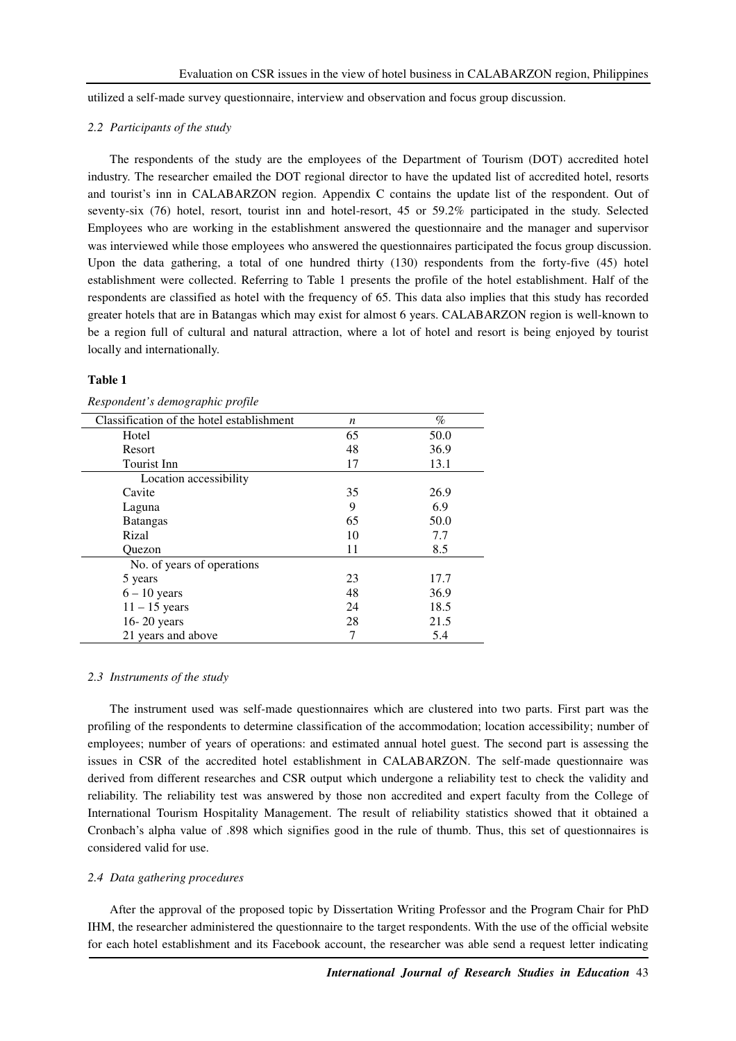utilized a self-made survey questionnaire, interview and observation and focus group discussion.

### *2.2 Participants of the study*

The respondents of the study are the employees of the Department of Tourism (DOT) accredited hotel industry. The researcher emailed the DOT regional director to have the updated list of accredited hotel, resorts and tourist's inn in CALABARZON region. Appendix C contains the update list of the respondent. Out of seventy-six (76) hotel, resort, tourist inn and hotel-resort, 45 or 59.2% participated in the study. Selected Employees who are working in the establishment answered the questionnaire and the manager and supervisor was interviewed while those employees who answered the questionnaires participated the focus group discussion. Upon the data gathering, a total of one hundred thirty (130) respondents from the forty-five (45) hotel establishment were collected. Referring to Table 1 presents the profile of the hotel establishment. Half of the respondents are classified as hotel with the frequency of 65. This data also implies that this study has recorded greater hotels that are in Batangas which may exist for almost 6 years. CALABARZON region is well-known to be a region full of cultural and natural attraction, where a lot of hotel and resort is being enjoyed by tourist locally and internationally.

**Table 1**

*Respondent's demographic profile*

| Classification of the hotel establishment | *n* | % |
|---|---|---|
| Hotel | 65 | 50.0 |
| Resort | 48 | 36.9 |
| Tourist Inn | 17 | 13.1 |
| Location accessibility | | |
| Cavite | 35 | 26.9 |
| Laguna | 9 | 6.9 |
| Batangas | 65 | 50.0 |
| Rizal | 10 | 7.7 |
| Quezon | 11 | 8.5 |
| No. of years of operations | | |
| 5 years | 23 | 17.7 |
| 6 – 10 years | 48 | 36.9 |
| 11 – 15 years | 24 | 18.5 |
| 16- 20 years | 28 | 21.5 |
| 21 years and above | 7 | 5.4 |

### *2.3 Instruments of the study*

The instrument used was self-made questionnaires which are clustered into two parts. First part was the profiling of the respondents to determine classification of the accommodation; location accessibility; number of employees; number of years of operations: and estimated annual hotel guest. The second part is assessing the issues in CSR of the accredited hotel establishment in CALABARZON. The self-made questionnaire was derived from different researches and CSR output which undergone a reliability test to check the validity and reliability. The reliability test was answered by those non accredited and expert faculty from the College of International Tourism Hospitality Management. The result of reliability statistics showed that it obtained a Cronbach's alpha value of .898 which signifies good in the rule of thumb. Thus, this set of questionnaires is considered valid for use.

### *2.4 Data gathering procedures*

After the approval of the proposed topic by Dissertation Writing Professor and the Program Chair for PhD IHM, the researcher administered the questionnaire to the target respondents. With the use of the official website for each hotel establishment and its Facebook account, the researcher was able send a request letter indicating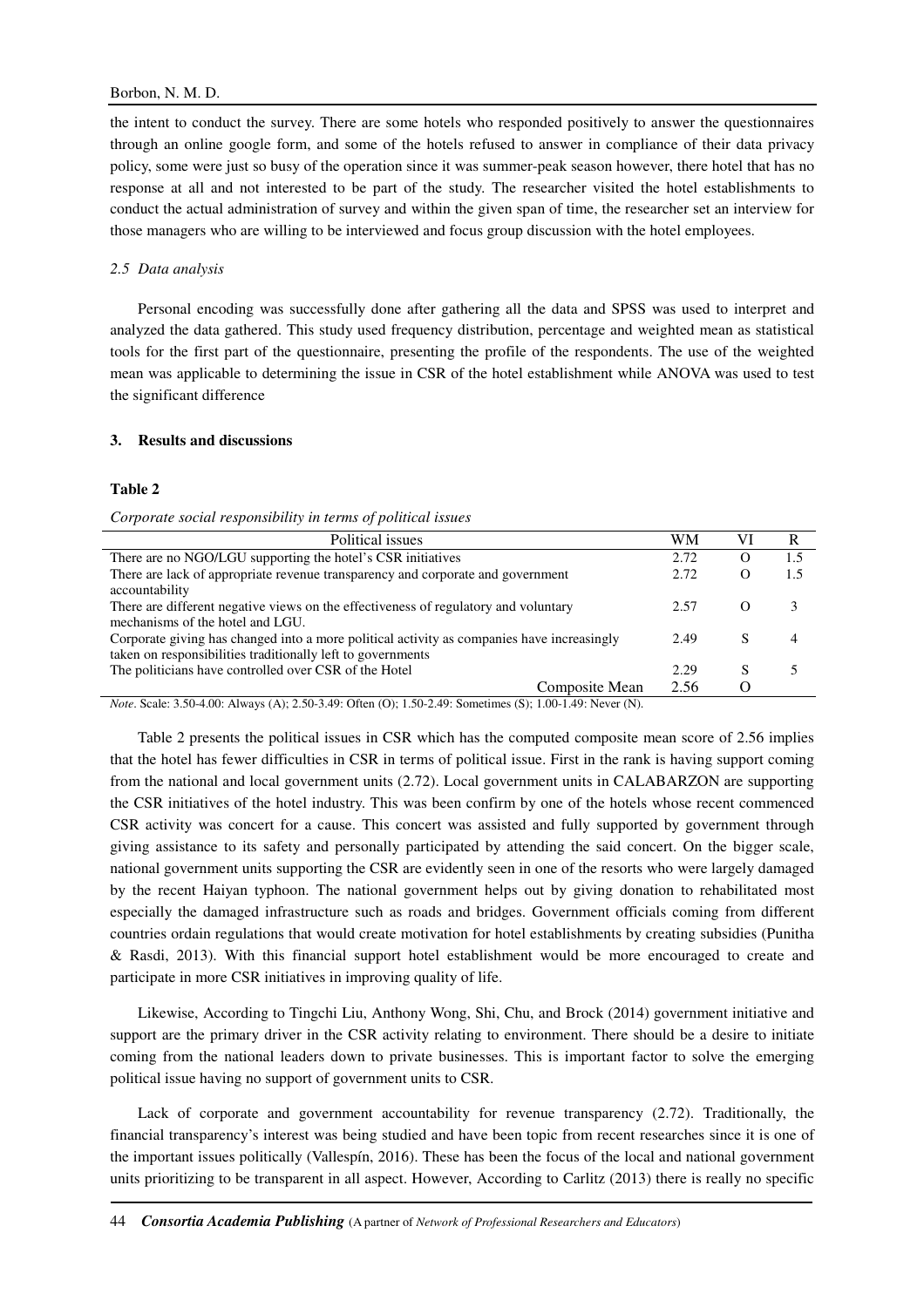the intent to conduct the survey. There are some hotels who responded positively to answer the questionnaires through an online google form, and some of the hotels refused to answer in compliance of their data privacy policy, some were just so busy of the operation since it was summer-peak season however, there hotel that has no response at all and not interested to be part of the study. The researcher visited the hotel establishments to conduct the actual administration of survey and within the given span of time, the researcher set an interview for those managers who are willing to be interviewed and focus group discussion with the hotel employees.

### *2.5 Data analysis*

Personal encoding was successfully done after gathering all the data and SPSS was used to interpret and analyzed the data gathered. This study used frequency distribution, percentage and weighted mean as statistical tools for the first part of the questionnaire, presenting the profile of the respondents. The use of the weighted mean was applicable to determining the issue in CSR of the hotel establishment while ANOVA was used to test the significant difference

## 3. Results and discussions

**Table 2**

*Corporate social responsibility in terms of political issues*

| Political issues | WM | VI | R |
|---|---|---|---|
| There are no NGO/LGU supporting the hotel's CSR initiatives | 2.72 | O | 1.5 |
| There are lack of appropriate revenue transparency and corporate and government accountability | 2.72 | O | 1.5 |
| There are different negative views on the effectiveness of regulatory and voluntary mechanisms of the hotel and LGU. | 2.57 | O | 3 |
| Corporate giving has changed into a more political activity as companies have increasingly taken on responsibilities traditionally left to governments | 2.49 | S | 4 |
| The politicians have controlled over CSR of the Hotel | 2.29 | S | 5 |
| Composite Mean | 2.56 | O | |

*Note*. Scale: 3.50-4.00: Always (A); 2.50-3.49: Often (O); 1.50-2.49: Sometimes (S); 1.00-1.49: Never (N).

Table 2 presents the political issues in CSR which has the computed composite mean score of 2.56 implies that the hotel has fewer difficulties in CSR in terms of political issue. First in the rank is having support coming from the national and local government units (2.72). Local government units in CALABARZON are supporting the CSR initiatives of the hotel industry. This was been confirm by one of the hotels whose recent commenced CSR activity was concert for a cause. This concert was assisted and fully supported by government through giving assistance to its safety and personally participated by attending the said concert. On the bigger scale, national government units supporting the CSR are evidently seen in one of the resorts who were largely damaged by the recent Haiyan typhoon. The national government helps out by giving donation to rehabilitated most especially the damaged infrastructure such as roads and bridges. Government officials coming from different countries ordain regulations that would create motivation for hotel establishments by creating subsidies (Punitha & Rasdi, 2013). With this financial support hotel establishment would be more encouraged to create and participate in more CSR initiatives in improving quality of life.

Likewise, According to Tingchi Liu, Anthony Wong, Shi, Chu, and Brock (2014) government initiative and support are the primary driver in the CSR activity relating to environment. There should be a desire to initiate coming from the national leaders down to private businesses. This is important factor to solve the emerging political issue having no support of government units to CSR.

Lack of corporate and government accountability for revenue transparency (2.72). Traditionally, the financial transparency's interest was being studied and have been topic from recent researches since it is one of the important issues politically (Vallespín, 2016). These has been the focus of the local and national government units prioritizing to be transparent in all aspect. However, According to Carlitz (2013) there is really no specific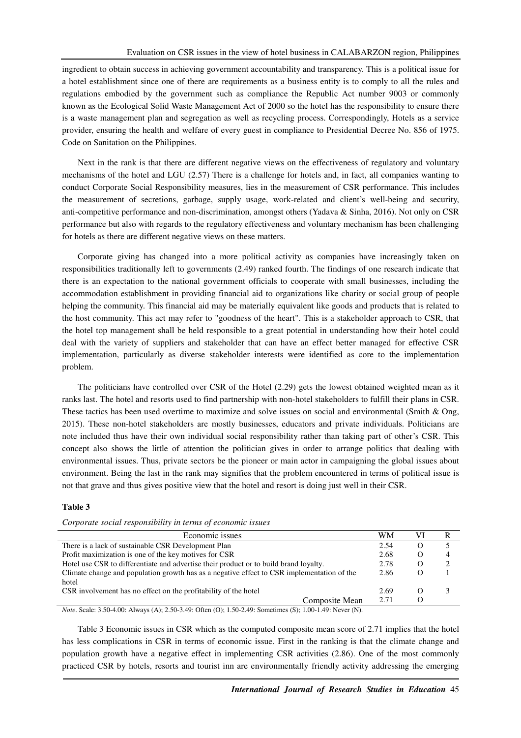ingredient to obtain success in achieving government accountability and transparency. This is a political issue for a hotel establishment since one of there are requirements as a business entity is to comply to all the rules and regulations embodied by the government such as compliance the Republic Act number 9003 or commonly known as the Ecological Solid Waste Management Act of 2000 so the hotel has the responsibility to ensure there is a waste management plan and segregation as well as recycling process. Correspondingly, Hotels as a service provider, ensuring the health and welfare of every guest in compliance to Presidential Decree No. 856 of 1975. Code on Sanitation on the Philippines.

Next in the rank is that there are different negative views on the effectiveness of regulatory and voluntary mechanisms of the hotel and LGU (2.57) There is a challenge for hotels and, in fact, all companies wanting to conduct Corporate Social Responsibility measures, lies in the measurement of CSR performance. This includes the measurement of secretions, garbage, supply usage, work-related and client's well-being and security, anti-competitive performance and non-discrimination, amongst others (Yadava & Sinha, 2016). Not only on CSR performance but also with regards to the regulatory effectiveness and voluntary mechanism has been challenging for hotels as there are different negative views on these matters.

Corporate giving has changed into a more political activity as companies have increasingly taken on responsibilities traditionally left to governments (2.49) ranked fourth. The findings of one research indicate that there is an expectation to the national government officials to cooperate with small businesses, including the accommodation establishment in providing financial aid to organizations like charity or social group of people helping the community. This financial aid may be materially equivalent like goods and products that is related to the host community. This act may refer to "goodness of the heart". This is a stakeholder approach to CSR, that the hotel top management shall be held responsible to a great potential in understanding how their hotel could deal with the variety of suppliers and stakeholder that can have an effect better managed for effective CSR implementation, particularly as diverse stakeholder interests were identified as core to the implementation problem.

The politicians have controlled over CSR of the Hotel (2.29) gets the lowest obtained weighted mean as it ranks last. The hotel and resorts used to find partnership with non-hotel stakeholders to fulfill their plans in CSR. These tactics has been used overtime to maximize and solve issues on social and environmental (Smith & Ong, 2015). These non-hotel stakeholders are mostly businesses, educators and private individuals. Politicians are note included thus have their own individual social responsibility rather than taking part of other's CSR. This concept also shows the little of attention the politician gives in order to arrange politics that dealing with environmental issues. Thus, private sectors be the pioneer or main actor in campaigning the global issues about environment. Being the last in the rank may signifies that the problem encountered in terms of political issue is not that grave and thus gives positive view that the hotel and resort is doing just well in their CSR.

**Table 3**

*Corporate social responsibility in terms of economic issues*

| Economic issues | WM | VI | R |
|---|---|---|---|
| There is a lack of sustainable CSR Development Plan | 2.54 | O | 5 |
| Profit maximization is one of the key motives for CSR | 2.68 | O | 4 |
| Hotel use CSR to differentiate and advertise their product or to build brand loyalty. | 2.78 | O | 2 |
| Climate change and population growth has as a negative effect to CSR implementation of the hotel | 2.86 | O | 1 |
| CSR involvement has no effect on the profitability of the hotel | 2.69 | O | 3 |
| Composite Mean | 2.71 | O | |

*Note*. Scale: 3.50-4.00: Always (A); 2.50-3.49: Often (O); 1.50-2.49: Sometimes (S); 1.00-1.49: Never (N).

Table 3 Economic issues in CSR which as the computed composite mean score of 2.71 implies that the hotel has less complications in CSR in terms of economic issue. First in the ranking is that the climate change and population growth have a negative effect in implementing CSR activities (2.86). One of the most commonly practiced CSR by hotels, resorts and tourist inn are environmentally friendly activity addressing the emerging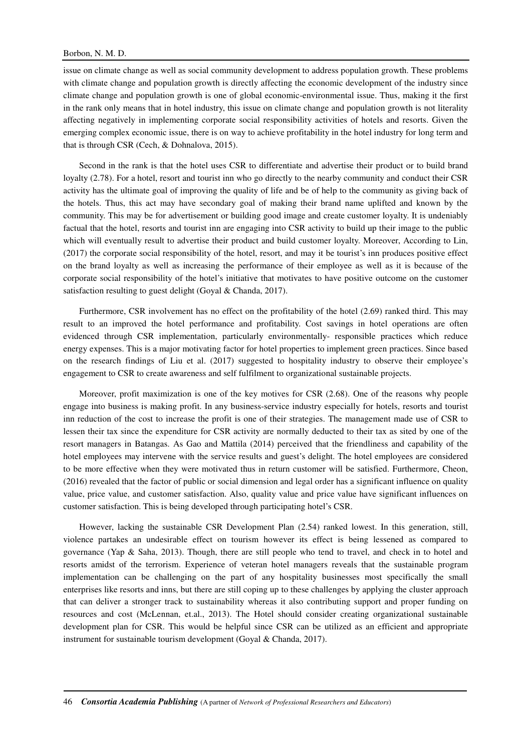issue on climate change as well as social community development to address population growth. These problems with climate change and population growth is directly affecting the economic development of the industry since climate change and population growth is one of global economic-environmental issue. Thus, making it the first in the rank only means that in hotel industry, this issue on climate change and population growth is not literality affecting negatively in implementing corporate social responsibility activities of hotels and resorts. Given the emerging complex economic issue, there is on way to achieve profitability in the hotel industry for long term and that is through CSR (Cech, & Dohnalova, 2015).

Second in the rank is that the hotel uses CSR to differentiate and advertise their product or to build brand loyalty (2.78). For a hotel, resort and tourist inn who go directly to the nearby community and conduct their CSR activity has the ultimate goal of improving the quality of life and be of help to the community as giving back of the hotels. Thus, this act may have secondary goal of making their brand name uplifted and known by the community. This may be for advertisement or building good image and create customer loyalty. It is undeniably factual that the hotel, resorts and tourist inn are engaging into CSR activity to build up their image to the public which will eventually result to advertise their product and build customer loyalty. Moreover, According to Lin, (2017) the corporate social responsibility of the hotel, resort, and may it be tourist's inn produces positive effect on the brand loyalty as well as increasing the performance of their employee as well as it is because of the corporate social responsibility of the hotel's initiative that motivates to have positive outcome on the customer satisfaction resulting to guest delight (Goyal & Chanda, 2017).

Furthermore, CSR involvement has no effect on the profitability of the hotel (2.69) ranked third. This may result to an improved the hotel performance and profitability. Cost savings in hotel operations are often evidenced through CSR implementation, particularly environmentally- responsible practices which reduce energy expenses. This is a major motivating factor for hotel properties to implement green practices. Since based on the research findings of Liu et al. (2017) suggested to hospitality industry to observe their employee's engagement to CSR to create awareness and self fulfilment to organizational sustainable projects.

Moreover, profit maximization is one of the key motives for CSR (2.68). One of the reasons why people engage into business is making profit. In any business-service industry especially for hotels, resorts and tourist inn reduction of the cost to increase the profit is one of their strategies. The management made use of CSR to lessen their tax since the expenditure for CSR activity are normally deducted to their tax as sited by one of the resort managers in Batangas. As Gao and Mattila (2014) perceived that the friendliness and capability of the hotel employees may intervene with the service results and guest's delight. The hotel employees are considered to be more effective when they were motivated thus in return customer will be satisfied. Furthermore, Cheon, (2016) revealed that the factor of public or social dimension and legal order has a significant influence on quality value, price value, and customer satisfaction. Also, quality value and price value have significant influences on customer satisfaction. This is being developed through participating hotel's CSR.

However, lacking the sustainable CSR Development Plan (2.54) ranked lowest. In this generation, still, violence partakes an undesirable effect on tourism however its effect is being lessened as compared to governance (Yap & Saha, 2013). Though, there are still people who tend to travel, and check in to hotel and resorts amidst of the terrorism. Experience of veteran hotel managers reveals that the sustainable program implementation can be challenging on the part of any hospitality businesses most specifically the small enterprises like resorts and inns, but there are still coping up to these challenges by applying the cluster approach that can deliver a stronger track to sustainability whereas it also contributing support and proper funding on resources and cost (McLennan, et.al., 2013). The Hotel should consider creating organizational sustainable development plan for CSR. This would be helpful since CSR can be utilized as an efficient and appropriate instrument for sustainable tourism development (Goyal & Chanda, 2017).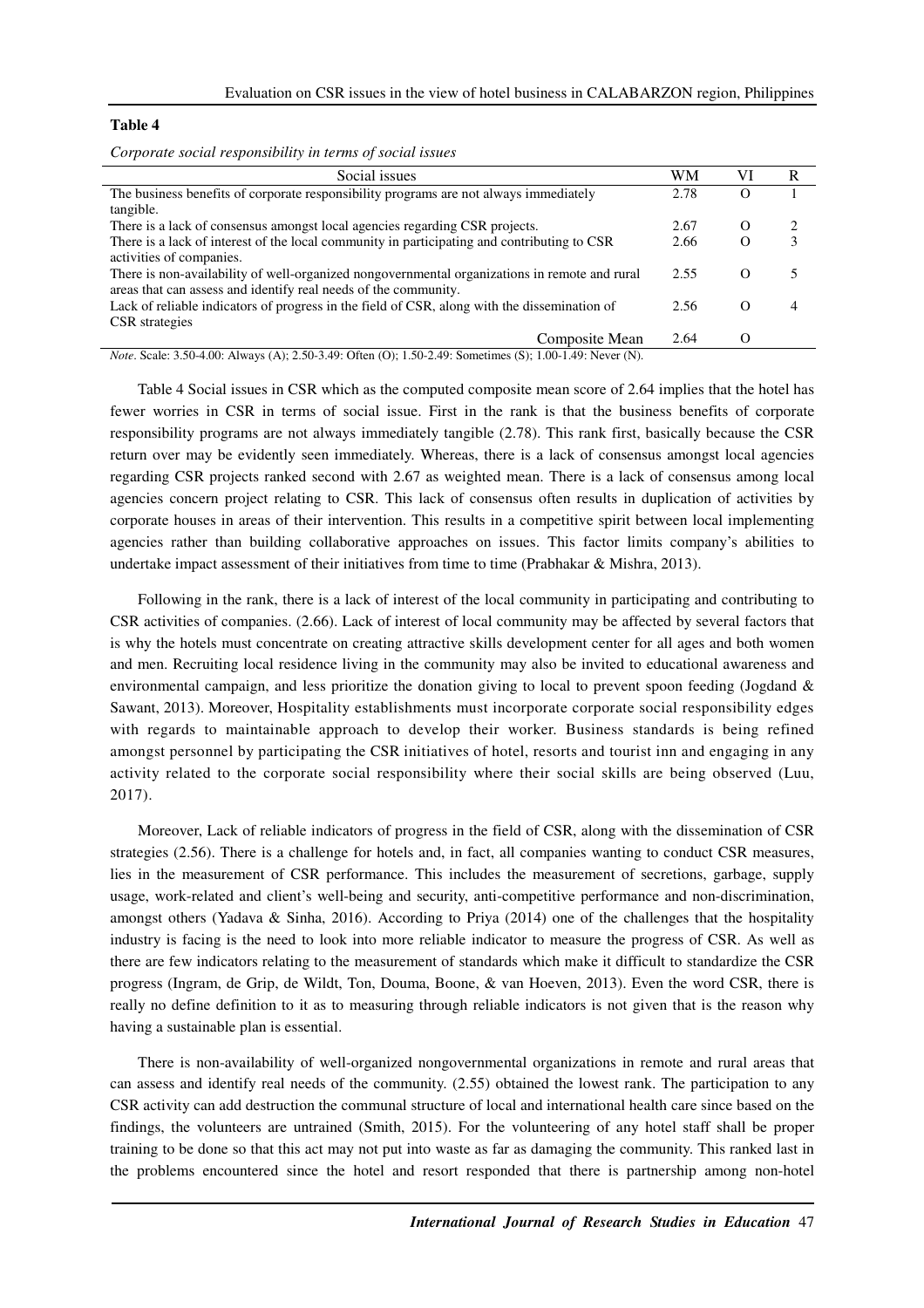**Table 4**

*Corporate social responsibility in terms of social issues*

| Social issues | WM | VI | R |
|---|---|---|---|
| The business benefits of corporate responsibility programs are not always immediately tangible. | 2.78 | O | 1 |
| There is a lack of consensus amongst local agencies regarding CSR projects. | 2.67 | O | 2 |
| There is a lack of interest of the local community in participating and contributing to CSR activities of companies. | 2.66 | O | 3 |
| There is non-availability of well-organized nongovernmental organizations in remote and rural areas that can assess and identify real needs of the community. | 2.55 | O | 5 |
| Lack of reliable indicators of progress in the field of CSR, along with the dissemination of CSR strategies | 2.56 | O | 4 |
| Composite Mean | 2.64 | O | |

*Note*. Scale: 3.50-4.00: Always (A); 2.50-3.49: Often (O); 1.50-2.49: Sometimes (S); 1.00-1.49: Never (N).

Table 4 Social issues in CSR which as the computed composite mean score of 2.64 implies that the hotel has fewer worries in CSR in terms of social issue. First in the rank is that the business benefits of corporate responsibility programs are not always immediately tangible (2.78). This rank first, basically because the CSR return over may be evidently seen immediately. Whereas, there is a lack of consensus amongst local agencies regarding CSR projects ranked second with 2.67 as weighted mean. There is a lack of consensus among local agencies concern project relating to CSR. This lack of consensus often results in duplication of activities by corporate houses in areas of their intervention. This results in a competitive spirit between local implementing agencies rather than building collaborative approaches on issues. This factor limits company's abilities to undertake impact assessment of their initiatives from time to time (Prabhakar & Mishra, 2013).

Following in the rank, there is a lack of interest of the local community in participating and contributing to CSR activities of companies. (2.66). Lack of interest of local community may be affected by several factors that is why the hotels must concentrate on creating attractive skills development center for all ages and both women and men. Recruiting local residence living in the community may also be invited to educational awareness and environmental campaign, and less prioritize the donation giving to local to prevent spoon feeding (Jogdand & Sawant, 2013). Moreover, Hospitality establishments must incorporate corporate social responsibility edges with regards to maintainable approach to develop their worker. Business standards is being refined amongst personnel by participating the CSR initiatives of hotel, resorts and tourist inn and engaging in any activity related to the corporate social responsibility where their social skills are being observed (Luu, 2017).

Moreover, Lack of reliable indicators of progress in the field of CSR, along with the dissemination of CSR strategies (2.56). There is a challenge for hotels and, in fact, all companies wanting to conduct CSR measures, lies in the measurement of CSR performance. This includes the measurement of secretions, garbage, supply usage, work-related and client's well-being and security, anti-competitive performance and non-discrimination, amongst others (Yadava & Sinha, 2016). According to Priya (2014) one of the challenges that the hospitality industry is facing is the need to look into more reliable indicator to measure the progress of CSR. As well as there are few indicators relating to the measurement of standards which make it difficult to standardize the CSR progress (Ingram, de Grip, de Wildt, Ton, Douma, Boone, & van Hoeven, 2013). Even the word CSR, there is really no define definition to it as to measuring through reliable indicators is not given that is the reason why having a sustainable plan is essential.

There is non-availability of well-organized nongovernmental organizations in remote and rural areas that can assess and identify real needs of the community. (2.55) obtained the lowest rank. The participation to any CSR activity can add destruction the communal structure of local and international health care since based on the findings, the volunteers are untrained (Smith, 2015). For the volunteering of any hotel staff shall be proper training to be done so that this act may not put into waste as far as damaging the community. This ranked last in the problems encountered since the hotel and resort responded that there is partnership among non-hotel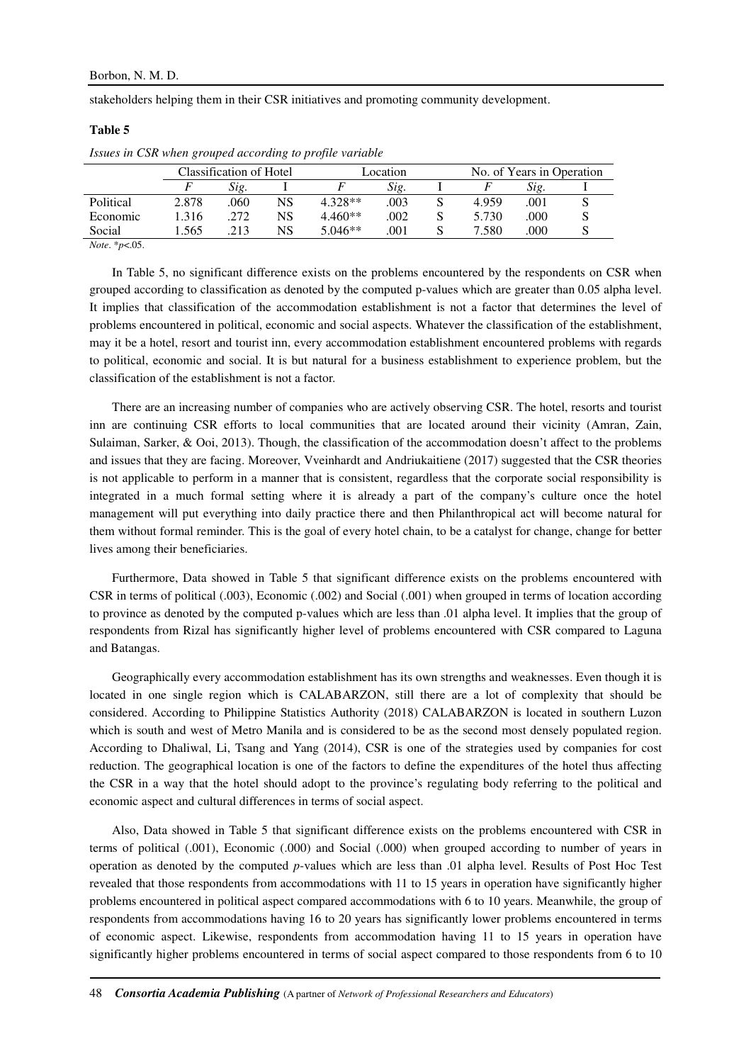stakeholders helping them in their CSR initiatives and promoting community development.

**Table 5**

*Issues in CSR when grouped according to profile variable*

| | Classification of Hotel | | | Location | | | No. of Years in Operation | | |
|---|---|---|---|---|---|---|---|---|---|
| | *F* | *Sig.* | I | *F* | *Sig.* | I | *F* | *Sig.* | I |
| Political | 2.878 | .060 | NS | 4.328** | .003 | S | 4.959 | .001 | S |
| Economic | 1.316 | .272 | NS | 4.460** | .002 | S | 5.730 | .000 | S |
| Social | 1.565 | .213 | NS | 5.046** | .001 | S | 7.580 | .000 | S |

*Note*. *$p$<.05.

In Table 5, no significant difference exists on the problems encountered by the respondents on CSR when grouped according to classification as denoted by the computed p-values which are greater than 0.05 alpha level. It implies that classification of the accommodation establishment is not a factor that determines the level of problems encountered in political, economic and social aspects. Whatever the classification of the establishment, may it be a hotel, resort and tourist inn, every accommodation establishment encountered problems with regards to political, economic and social. It is but natural for a business establishment to experience problem, but the classification of the establishment is not a factor.

There are an increasing number of companies who are actively observing CSR. The hotel, resorts and tourist inn are continuing CSR efforts to local communities that are located around their vicinity (Amran, Zain, Sulaiman, Sarker, & Ooi, 2013). Though, the classification of the accommodation doesn't affect to the problems and issues that they are facing. Moreover, Vveinhardt and Andriukaitiene (2017) suggested that the CSR theories is not applicable to perform in a manner that is consistent, regardless that the corporate social responsibility is integrated in a much formal setting where it is already a part of the company's culture once the hotel management will put everything into daily practice there and then Philanthropical act will become natural for them without formal reminder. This is the goal of every hotel chain, to be a catalyst for change, change for better lives among their beneficiaries.

Furthermore, Data showed in Table 5 that significant difference exists on the problems encountered with CSR in terms of political (.003), Economic (.002) and Social (.001) when grouped in terms of location according to province as denoted by the computed p-values which are less than .01 alpha level. It implies that the group of respondents from Rizal has significantly higher level of problems encountered with CSR compared to Laguna and Batangas.

Geographically every accommodation establishment has its own strengths and weaknesses. Even though it is located in one single region which is CALABARZON, still there are a lot of complexity that should be considered. According to Philippine Statistics Authority (2018) CALABARZON is located in southern Luzon which is south and west of Metro Manila and is considered to be as the second most densely populated region. According to Dhaliwal, Li, Tsang and Yang (2014), CSR is one of the strategies used by companies for cost reduction. The geographical location is one of the factors to define the expenditures of the hotel thus affecting the CSR in a way that the hotel should adopt to the province's regulating body referring to the political and economic aspect and cultural differences in terms of social aspect.

Also, Data showed in Table 5 that significant difference exists on the problems encountered with CSR in terms of political (.001), Economic (.000) and Social (.000) when grouped according to number of years in operation as denoted by the computed *p*-values which are less than .01 alpha level. Results of Post Hoc Test revealed that those respondents from accommodations with 11 to 15 years in operation have significantly higher problems encountered in political aspect compared accommodations with 6 to 10 years. Meanwhile, the group of respondents from accommodations having 16 to 20 years has significantly lower problems encountered in terms of economic aspect. Likewise, respondents from accommodation having 11 to 15 years in operation have significantly higher problems encountered in terms of social aspect compared to those respondents from 6 to 10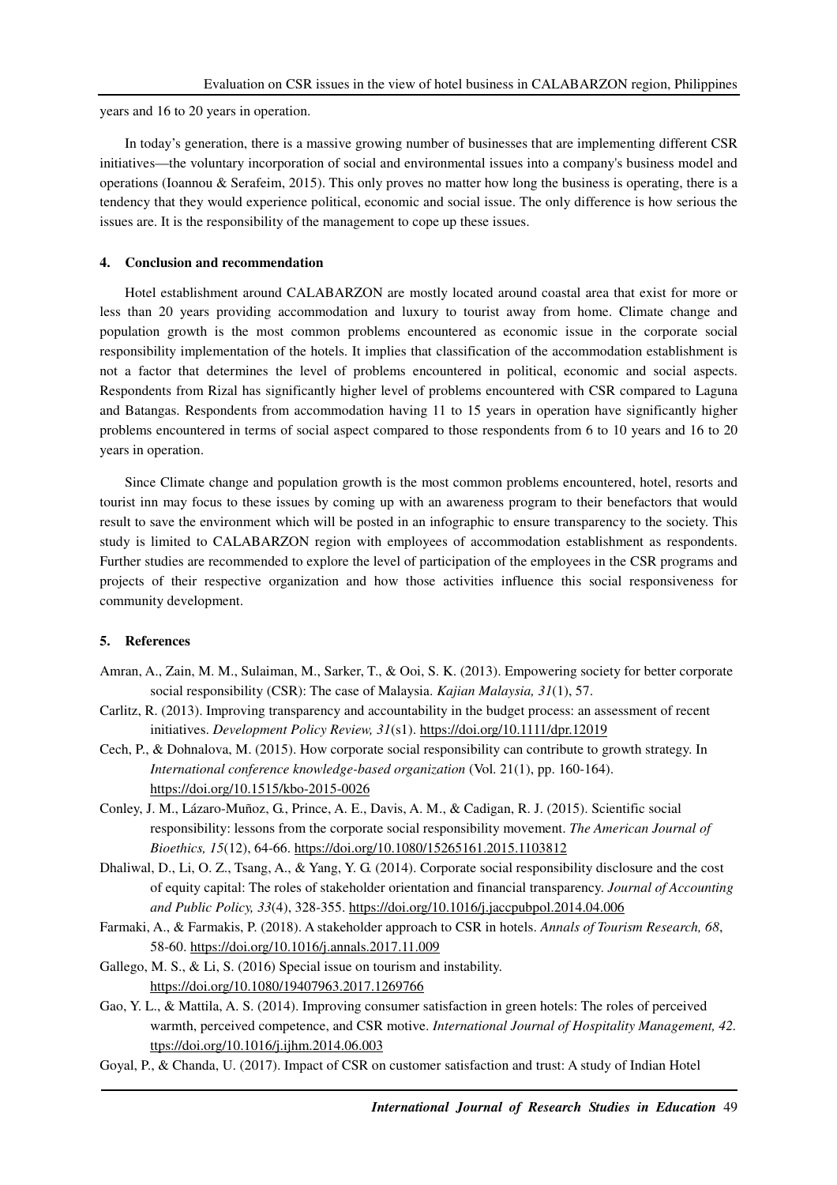years and 16 to 20 years in operation.

In today's generation, there is a massive growing number of businesses that are implementing different CSR initiatives—the voluntary incorporation of social and environmental issues into a company's business model and operations (Ioannou & Serafeim, 2015). This only proves no matter how long the business is operating, there is a tendency that they would experience political, economic and social issue. The only difference is how serious the issues are. It is the responsibility of the management to cope up these issues.

## 4. Conclusion and recommendation

Hotel establishment around CALABARZON are mostly located around coastal area that exist for more or less than 20 years providing accommodation and luxury to tourist away from home. Climate change and population growth is the most common problems encountered as economic issue in the corporate social responsibility implementation of the hotels. It implies that classification of the accommodation establishment is not a factor that determines the level of problems encountered in political, economic and social aspects. Respondents from Rizal has significantly higher level of problems encountered with CSR compared to Laguna and Batangas. Respondents from accommodation having 11 to 15 years in operation have significantly higher problems encountered in terms of social aspect compared to those respondents from 6 to 10 years and 16 to 20 years in operation.

Since Climate change and population growth is the most common problems encountered, hotel, resorts and tourist inn may focus to these issues by coming up with an awareness program to their benefactors that would result to save the environment which will be posted in an infographic to ensure transparency to the society. This study is limited to CALABARZON region with employees of accommodation establishment as respondents. Further studies are recommended to explore the level of participation of the employees in the CSR programs and projects of their respective organization and how those activities influence this social responsiveness for community development.

## 5. References

Amran, A., Zain, M. M., Sulaiman, M., Sarker, T., & Ooi, S. K. (2013). Empowering society for better corporate social responsibility (CSR): The case of Malaysia. *Kajian Malaysia, 31*(1), 57.

Carlitz, R. (2013). Improving transparency and accountability in the budget process: an assessment of recent initiatives. *Development Policy Review, 31*(s1). https://doi.org/10.1111/dpr.12019

Cech, P., & Dohnalova, M. (2015). How corporate social responsibility can contribute to growth strategy. In *International conference knowledge-based organization* (Vol. 21(1), pp. 160-164). https://doi.org/10.1515/kbo-2015-0026

Conley, J. M., Lázaro-Muñoz, G., Prince, A. E., Davis, A. M., & Cadigan, R. J. (2015). Scientific social responsibility: lessons from the corporate social responsibility movement. *The American Journal of Bioethics, 15*(12), 64-66. https://doi.org/10.1080/15265161.2015.1103812

Dhaliwal, D., Li, O. Z., Tsang, A., & Yang, Y. G. (2014). Corporate social responsibility disclosure and the cost of equity capital: The roles of stakeholder orientation and financial transparency. *Journal of Accounting and Public Policy, 33*(4), 328-355. https://doi.org/10.1016/j.jaccpubpol.2014.04.006

Farmaki, A., & Farmakis, P. (2018). A stakeholder approach to CSR in hotels. *Annals of Tourism Research, 68*, 58-60. https://doi.org/10.1016/j.annals.2017.11.009

Gallego, M. S., & Li, S. (2016) Special issue on tourism and instability. https://doi.org/10.1080/19407963.2017.1269766

Gao, Y. L., & Mattila, A. S. (2014). Improving consumer satisfaction in green hotels: The roles of perceived warmth, perceived competence, and CSR motive. *International Journal of Hospitality Management, 42*. ttps://doi.org/10.1016/j.ijhm.2014.06.003

Goyal, P., & Chanda, U. (2017). Impact of CSR on customer satisfaction and trust: A study of Indian Hotel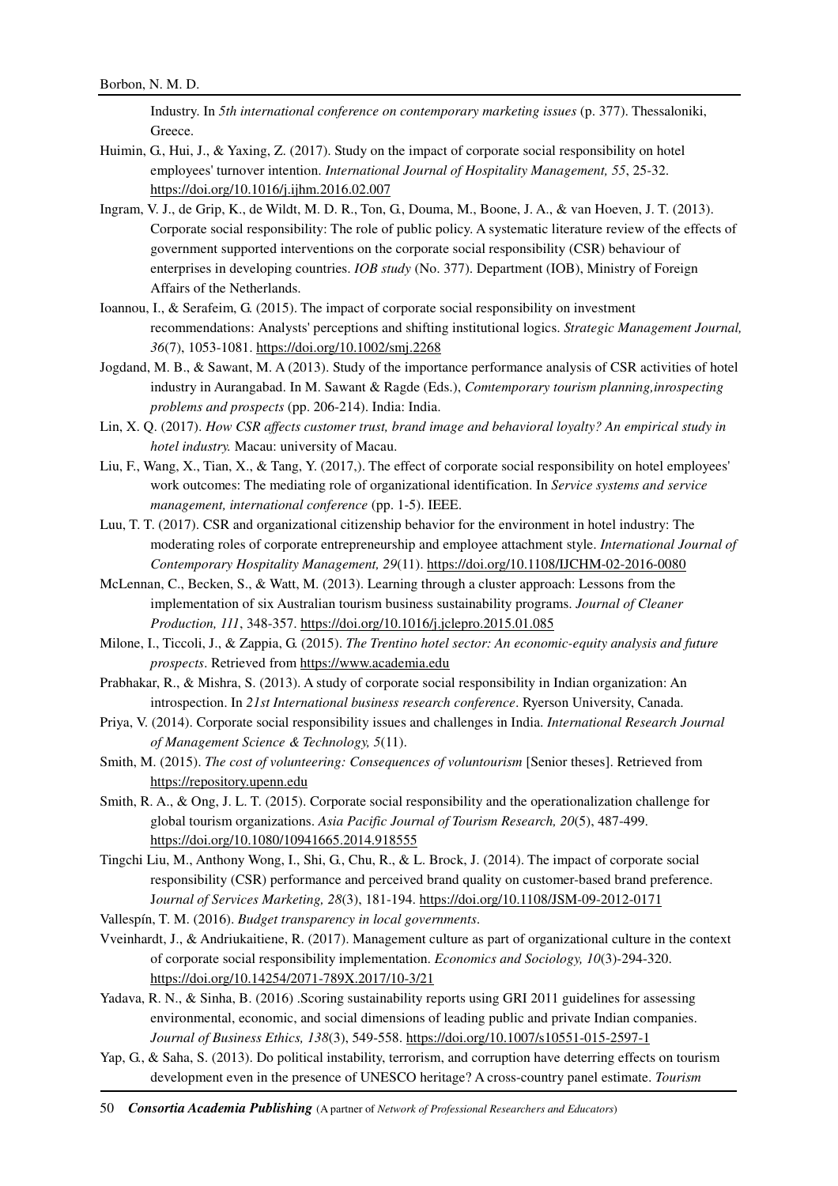Industry. In *5th international conference on contemporary marketing issues* (p. 377). Thessaloniki, Greece.

Huimin, G., Hui, J., & Yaxing, Z. (2017). Study on the impact of corporate social responsibility on hotel employees' turnover intention. *International Journal of Hospitality Management, 55*, 25-32. https://doi.org/10.1016/j.ijhm.2016.02.007

Ingram, V. J., de Grip, K., de Wildt, M. D. R., Ton, G., Douma, M., Boone, J. A., & van Hoeven, J. T. (2013). Corporate social responsibility: The role of public policy. A systematic literature review of the effects of government supported interventions on the corporate social responsibility (CSR) behaviour of enterprises in developing countries. *IOB study* (No. 377). Department (IOB), Ministry of Foreign Affairs of the Netherlands.

Ioannou, I., & Serafeim, G. (2015). The impact of corporate social responsibility on investment recommendations: Analysts' perceptions and shifting institutional logics. *Strategic Management Journal, 36*(7), 1053-1081. https://doi.org/10.1002/smj.2268

Jogdand, M. B., & Sawant, M. A (2013). Study of the importance performance analysis of CSR activities of hotel industry in Aurangabad. In M. Sawant & Ragde (Eds.), *Comtemporary tourism planning,inrospecting problems and prospects* (pp. 206-214). India: India.

Lin, X. Q. (2017). *How CSR affects customer trust, brand image and behavioral loyalty? An empirical study in hotel industry.* Macau: university of Macau.

Liu, F., Wang, X., Tian, X., & Tang, Y. (2017,). The effect of corporate social responsibility on hotel employees' work outcomes: The mediating role of organizational identification. In *Service systems and service management, international conference* (pp. 1-5). IEEE.

Luu, T. T. (2017). CSR and organizational citizenship behavior for the environment in hotel industry: The moderating roles of corporate entrepreneurship and employee attachment style. *International Journal of Contemporary Hospitality Management, 29*(11). https://doi.org/10.1108/IJCHM-02-2016-0080

McLennan, C., Becken, S., & Watt, M. (2013). Learning through a cluster approach: Lessons from the implementation of six Australian tourism business sustainability programs. *Journal of Cleaner Production, 111*, 348-357. https://doi.org/10.1016/j.jclepro.2015.01.085

Milone, I., Ticcoli, J., & Zappia, G. (2015). *The Trentino hotel sector: An economic-equity analysis and future prospects*. Retrieved from https://www.academia.edu

Prabhakar, R., & Mishra, S. (2013). A study of corporate social responsibility in Indian organization: An introspection. In *21st International business research conference*. Ryerson University, Canada.

Priya, V. (2014). Corporate social responsibility issues and challenges in India. *International Research Journal of Management Science & Technology, 5*(11).

Smith, M. (2015). *The cost of volunteering: Consequences of voluntourism* [Senior theses]. Retrieved from https://repository.upenn.edu

Smith, R. A., & Ong, J. L. T. (2015). Corporate social responsibility and the operationalization challenge for global tourism organizations. *Asia Pacific Journal of Tourism Research, 20*(5), 487-499. https://doi.org/10.1080/10941665.2014.918555

Tingchi Liu, M., Anthony Wong, I., Shi, G., Chu, R., & L. Brock, J. (2014). The impact of corporate social responsibility (CSR) performance and perceived brand quality on customer-based brand preference. *Journal of Services Marketing, 28*(3), 181-194. https://doi.org/10.1108/JSM-09-2012-0171

Vallespín, T. M. (2016). *Budget transparency in local governments*.

Vveinhardt, J., & Andriukaitiene, R. (2017). Management culture as part of organizational culture in the context of corporate social responsibility implementation. *Economics and Sociology, 10*(3)-294-320. https://doi.org/10.14254/2071-789X.2017/10-3/21

Yadava, R. N., & Sinha, B. (2016) .Scoring sustainability reports using GRI 2011 guidelines for assessing environmental, economic, and social dimensions of leading public and private Indian companies. *Journal of Business Ethics, 138*(3), 549-558. https://doi.org/10.1007/s10551-015-2597-1

Yap, G., & Saha, S. (2013). Do political instability, terrorism, and corruption have deterring effects on tourism development even in the presence of UNESCO heritage? A cross-country panel estimate. *Tourism*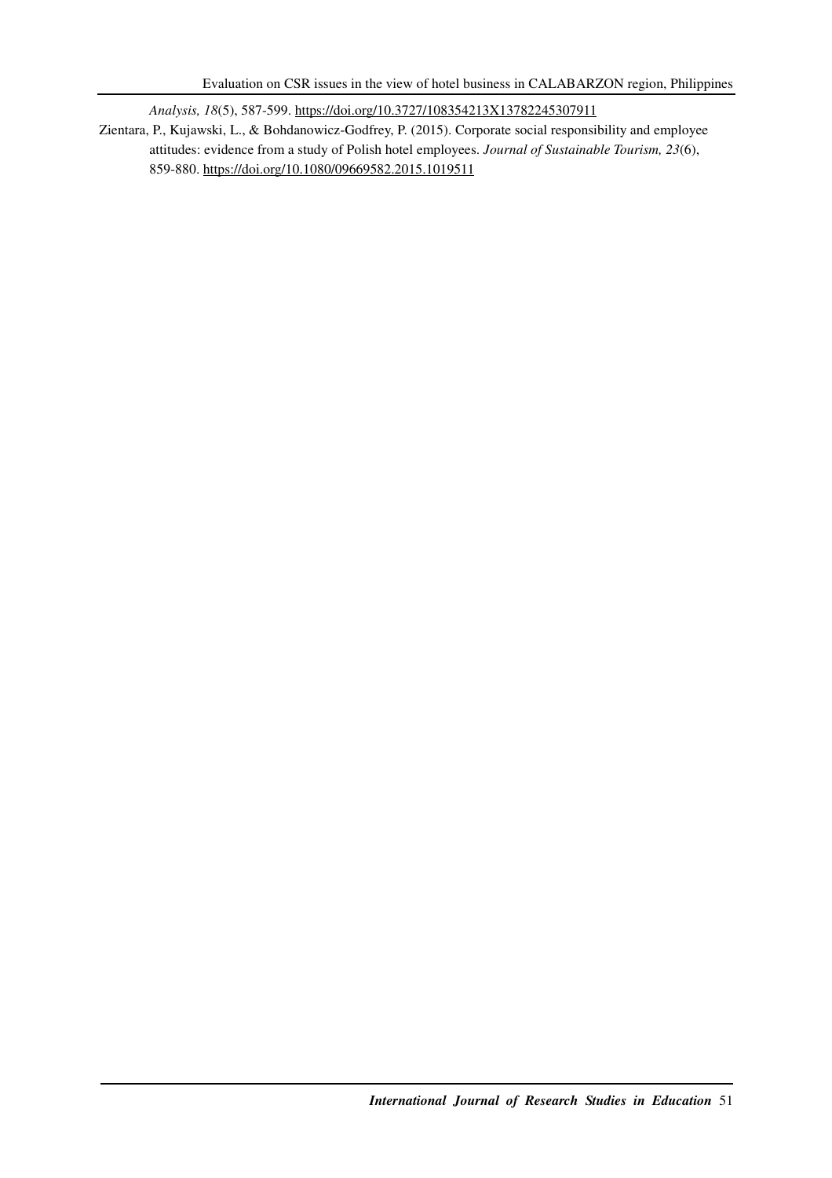*Analysis, 18*(5), 587-599. https://doi.org/10.3727/108354213X13782245307911

Zientara, P., Kujawski, L., & Bohdanowicz-Godfrey, P. (2015). Corporate social responsibility and employee attitudes: evidence from a study of Polish hotel employees. *Journal of Sustainable Tourism, 23*(6), 859-880. https://doi.org/10.1080/09669582.2015.1019511